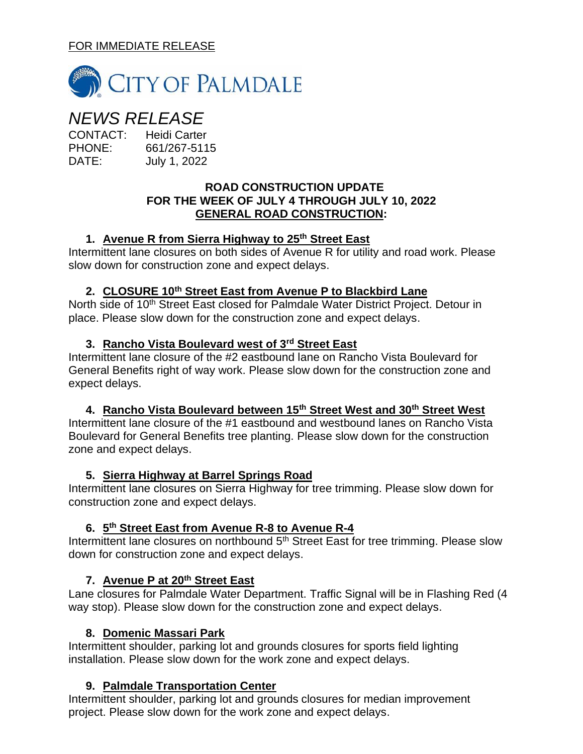FOR IMMEDIATE RELEASE

CITY OF PALMDALE

# *NEWS RELEASE*

CONTACT: Heidi Carter
PHONE: 661/267-5115
DATE: July 1, 2022

**ROAD CONSTRUCTION UPDATE**
**FOR THE WEEK OF JULY 4 THROUGH JULY 10, 2022**
**GENERAL ROAD CONSTRUCTION:**

1. **Avenue R from Sierra Highway to 25th Street East**

Intermittent lane closures on both sides of Avenue R for utility and road work. Please slow down for construction zone and expect delays.

2. **CLOSURE 10th Street East from Avenue P to Blackbird Lane**

North side of 10th Street East closed for Palmdale Water District Project. Detour in place. Please slow down for the construction zone and expect delays.

3. **Rancho Vista Boulevard west of 3rd Street East**

Intermittent lane closure of the #2 eastbound lane on Rancho Vista Boulevard for General Benefits right of way work. Please slow down for the construction zone and expect delays.

4. **Rancho Vista Boulevard between 15th Street West and 30th Street West**

Intermittent lane closure of the #1 eastbound and westbound lanes on Rancho Vista Boulevard for General Benefits tree planting. Please slow down for the construction zone and expect delays.

5. **Sierra Highway at Barrel Springs Road**

Intermittent lane closures on Sierra Highway for tree trimming. Please slow down for construction zone and expect delays.

6. **5th Street East from Avenue R-8 to Avenue R-4**

Intermittent lane closures on northbound 5th Street East for tree trimming. Please slow down for construction zone and expect delays.

7. **Avenue P at 20th Street East**

Lane closures for Palmdale Water Department. Traffic Signal will be in Flashing Red (4 way stop). Please slow down for the construction zone and expect delays.

8. **Domenic Massari Park**

Intermittent shoulder, parking lot and grounds closures for sports field lighting installation. Please slow down for the work zone and expect delays.

9. **Palmdale Transportation Center**

Intermittent shoulder, parking lot and grounds closures for median improvement project. Please slow down for the work zone and expect delays.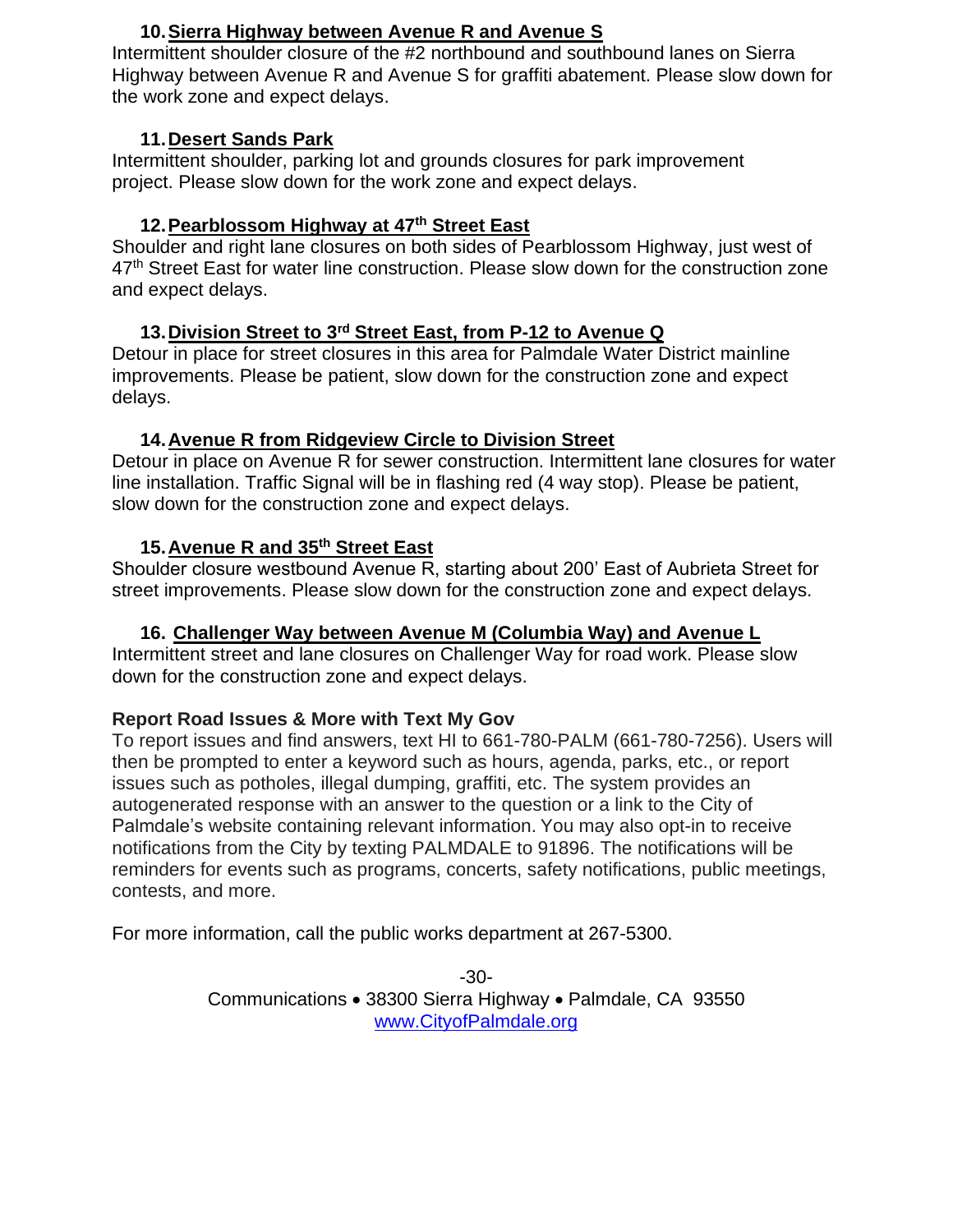10. **Sierra Highway between Avenue R and Avenue S**

Intermittent shoulder closure of the #2 northbound and southbound lanes on Sierra Highway between Avenue R and Avenue S for graffiti abatement. Please slow down for the work zone and expect delays.

11. **Desert Sands Park**

Intermittent shoulder, parking lot and grounds closures for park improvement project. Please slow down for the work zone and expect delays.

12. **Pearblossom Highway at 47th Street East**

Shoulder and right lane closures on both sides of Pearblossom Highway, just west of 47th Street East for water line construction. Please slow down for the construction zone and expect delays.

13. **Division Street to 3rd Street East, from P-12 to Avenue Q**

Detour in place for street closures in this area for Palmdale Water District mainline improvements. Please be patient, slow down for the construction zone and expect delays.

14. **Avenue R from Ridgeview Circle to Division Street**

Detour in place on Avenue R for sewer construction. Intermittent lane closures for water line installation. Traffic Signal will be in flashing red (4 way stop). Please be patient, slow down for the construction zone and expect delays.

15. **Avenue R and 35th Street East**

Shoulder closure westbound Avenue R, starting about 200' East of Aubrieta Street for street improvements. Please slow down for the construction zone and expect delays.

16. **Challenger Way between Avenue M (Columbia Way) and Avenue L**

Intermittent street and lane closures on Challenger Way for road work. Please slow down for the construction zone and expect delays.

**Report Road Issues & More with Text My Gov**

To report issues and find answers, text HI to 661-780-PALM (661-780-7256). Users will then be prompted to enter a keyword such as hours, agenda, parks, etc., or report issues such as potholes, illegal dumping, graffiti, etc. The system provides an autogenerated response with an answer to the question or a link to the City of Palmdale's website containing relevant information. You may also opt-in to receive notifications from the City by texting PALMDALE to 91896. The notifications will be reminders for events such as programs, concerts, safety notifications, public meetings, contests, and more.

For more information, call the public works department at 267-5300.

-30-

Communications • 38300 Sierra Highway • Palmdale, CA 93550

www.CityofPalmdale.org